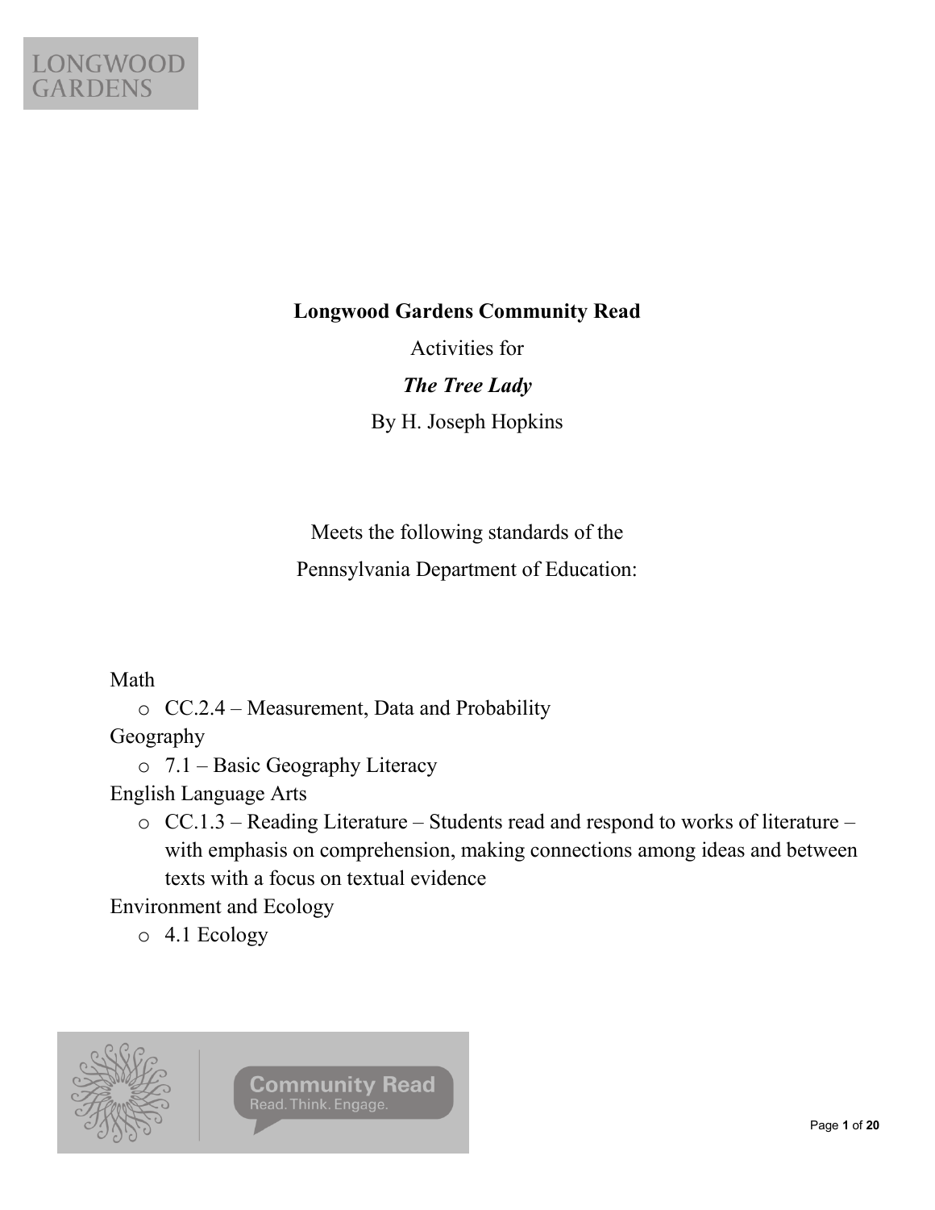**Longwood Gardens Community Read**

Activities for

***The Tree Lady***

By H. Joseph Hopkins

Meets the following standards of the

Pennsylvania Department of Education:

Math

- CC.2.4 – Measurement, Data and Probability

Geography

- 7.1 – Basic Geography Literacy

English Language Arts

- CC.1.3 – Reading Literature – Students read and respond to works of literature – with emphasis on comprehension, making connections among ideas and between texts with a focus on textual evidence

Environment and Ecology

- 4.1 Ecology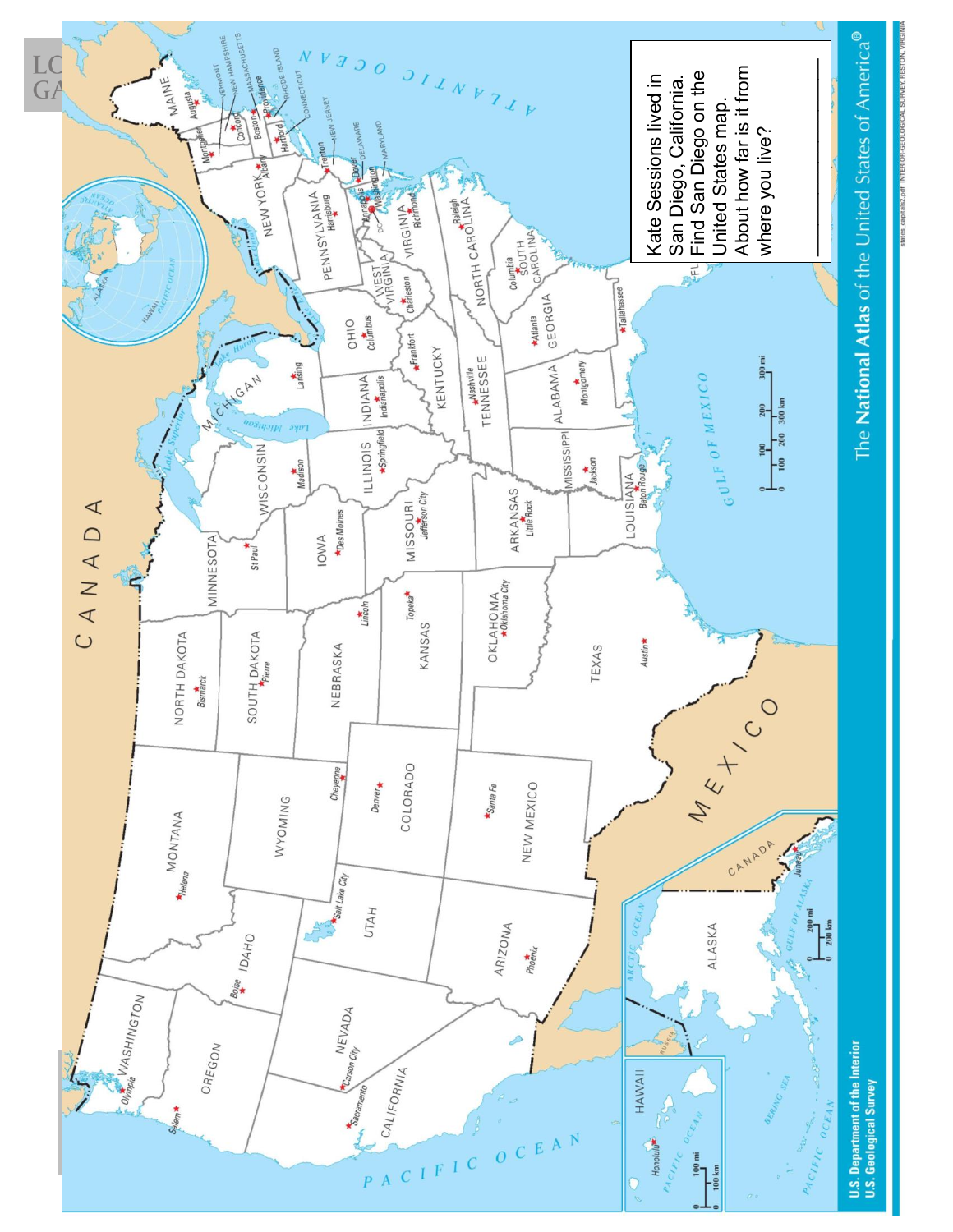Kate Sessions lived in San Diego, California. Find San Diego on the United States map. About how far is it from where you live?

________________________________

________________________________

The National Atlas of the United States of America®

U.S. Department of the Interior
U.S. Geological Survey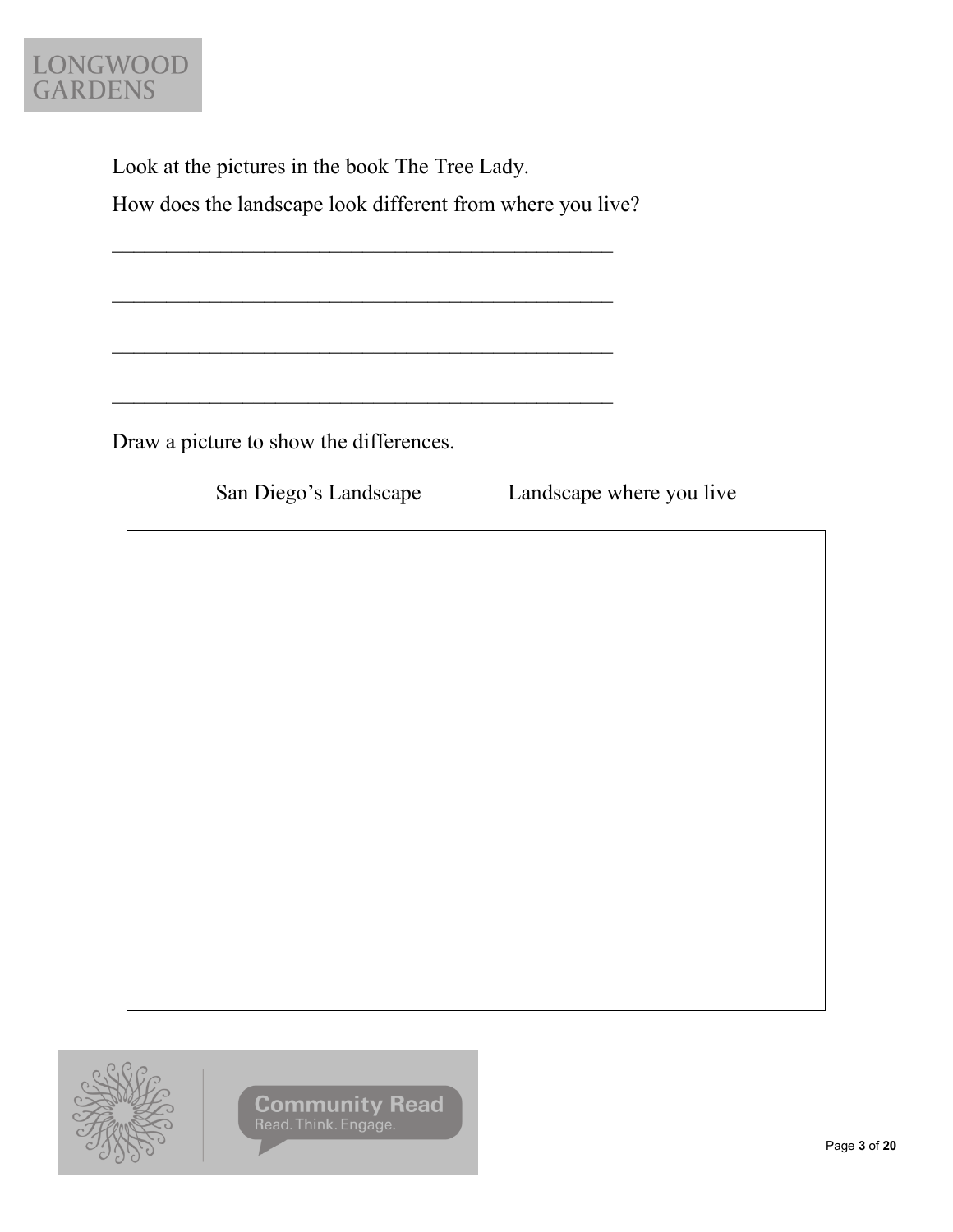Look at the pictures in the book The Tree Lady.

How does the landscape look different from where you live?

_______________________________________________

_______________________________________________

_______________________________________________

_______________________________________________

Draw a picture to show the differences.

| San Diego's Landscape | Landscape where you live |
| --- | --- |
| | |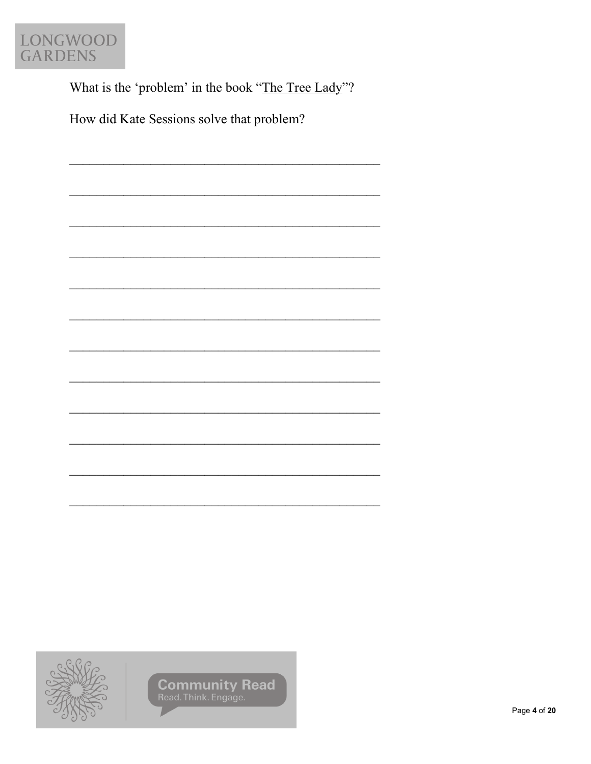What is the 'problem' in the book "The Tree Lady"?

How did Kate Sessions solve that problem?

\_\_\_\_\_\_\_\_\_\_\_\_\_\_\_\_\_\_\_\_\_\_\_\_\_\_\_\_\_\_\_\_\_\_\_\_\_\_\_\_\_\_\_\_

\_\_\_\_\_\_\_\_\_\_\_\_\_\_\_\_\_\_\_\_\_\_\_\_\_\_\_\_\_\_\_\_\_\_\_\_\_\_\_\_\_\_\_\_

\_\_\_\_\_\_\_\_\_\_\_\_\_\_\_\_\_\_\_\_\_\_\_\_\_\_\_\_\_\_\_\_\_\_\_\_\_\_\_\_\_\_\_\_

\_\_\_\_\_\_\_\_\_\_\_\_\_\_\_\_\_\_\_\_\_\_\_\_\_\_\_\_\_\_\_\_\_\_\_\_\_\_\_\_\_\_\_\_

\_\_\_\_\_\_\_\_\_\_\_\_\_\_\_\_\_\_\_\_\_\_\_\_\_\_\_\_\_\_\_\_\_\_\_\_\_\_\_\_\_\_\_\_

\_\_\_\_\_\_\_\_\_\_\_\_\_\_\_\_\_\_\_\_\_\_\_\_\_\_\_\_\_\_\_\_\_\_\_\_\_\_\_\_\_\_\_\_

\_\_\_\_\_\_\_\_\_\_\_\_\_\_\_\_\_\_\_\_\_\_\_\_\_\_\_\_\_\_\_\_\_\_\_\_\_\_\_\_\_\_\_\_

\_\_\_\_\_\_\_\_\_\_\_\_\_\_\_\_\_\_\_\_\_\_\_\_\_\_\_\_\_\_\_\_\_\_\_\_\_\_\_\_\_\_\_\_

\_\_\_\_\_\_\_\_\_\_\_\_\_\_\_\_\_\_\_\_\_\_\_\_\_\_\_\_\_\_\_\_\_\_\_\_\_\_\_\_\_\_\_\_

\_\_\_\_\_\_\_\_\_\_\_\_\_\_\_\_\_\_\_\_\_\_\_\_\_\_\_\_\_\_\_\_\_\_\_\_\_\_\_\_\_\_\_\_

\_\_\_\_\_\_\_\_\_\_\_\_\_\_\_\_\_\_\_\_\_\_\_\_\_\_\_\_\_\_\_\_\_\_\_\_\_\_\_\_\_\_\_\_

\_\_\_\_\_\_\_\_\_\_\_\_\_\_\_\_\_\_\_\_\_\_\_\_\_\_\_\_\_\_\_\_\_\_\_\_\_\_\_\_\_\_\_\_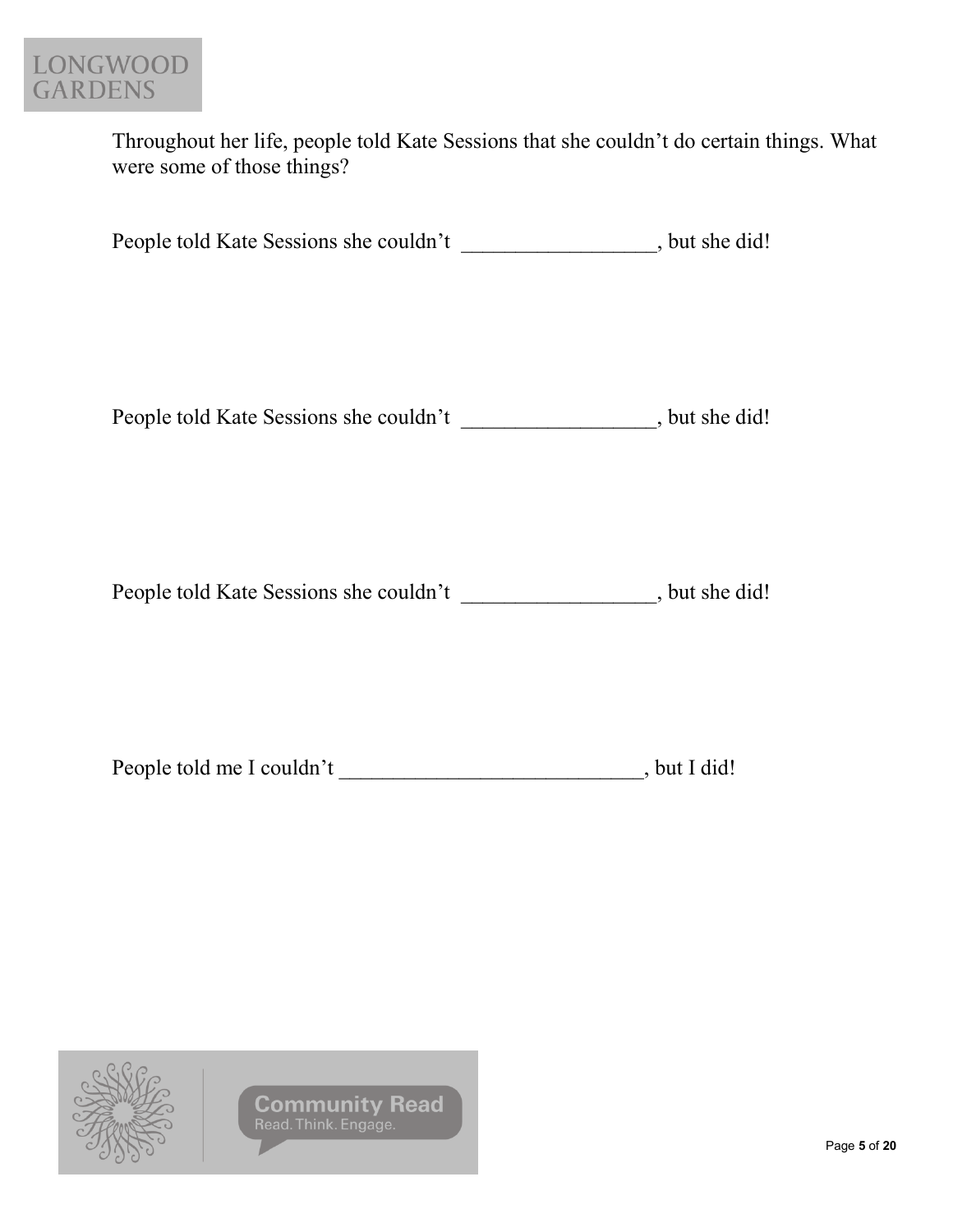Throughout her life, people told Kate Sessions that she couldn't do certain things. What were some of those things?

People told Kate Sessions she couldn't ________________, but she did!

People told Kate Sessions she couldn't ________________, but she did!

People told Kate Sessions she couldn't ________________, but she did!

People told me I couldn't ___________________________, but I did!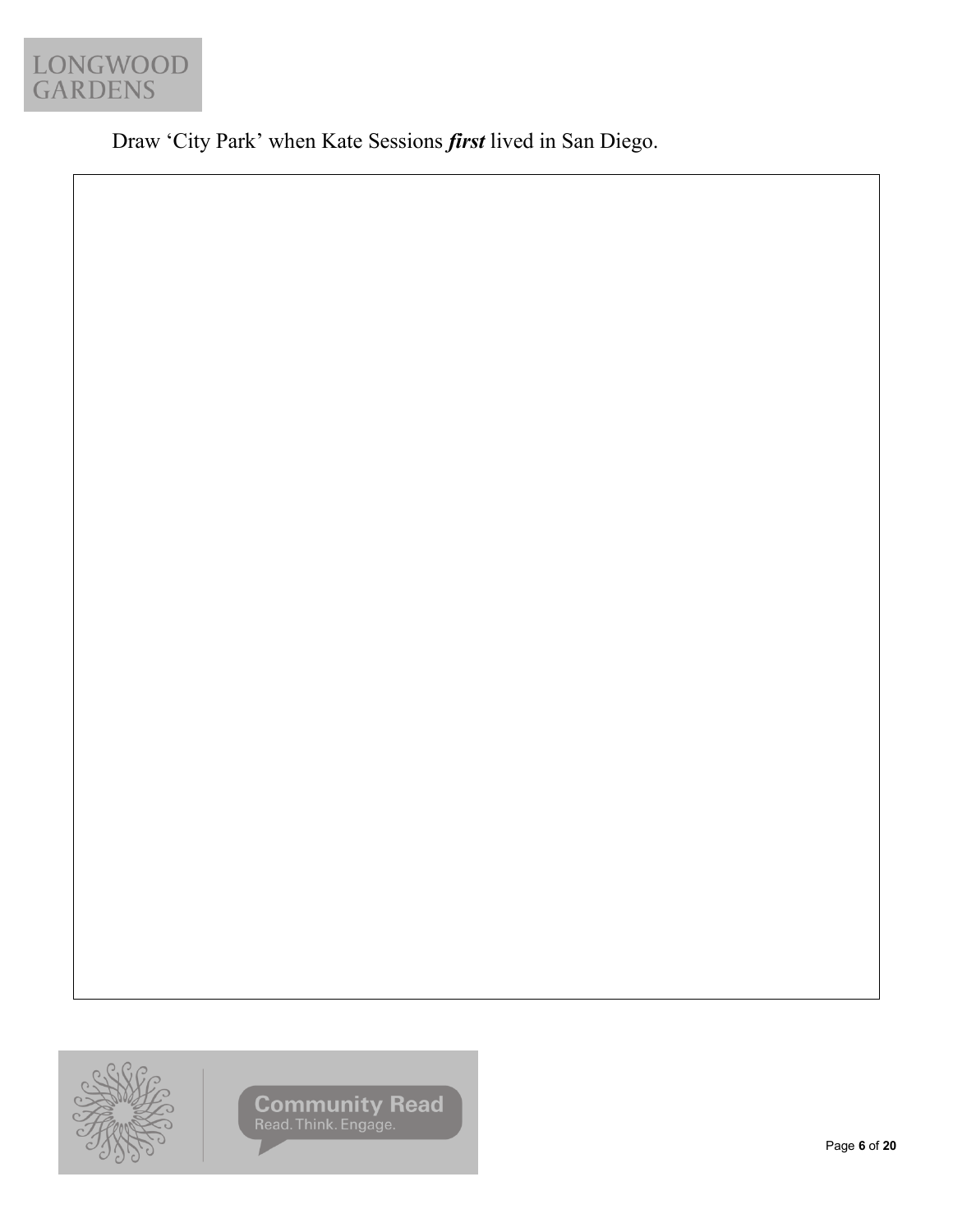Draw 'City Park' when Kate Sessions ***first*** lived in San Diego.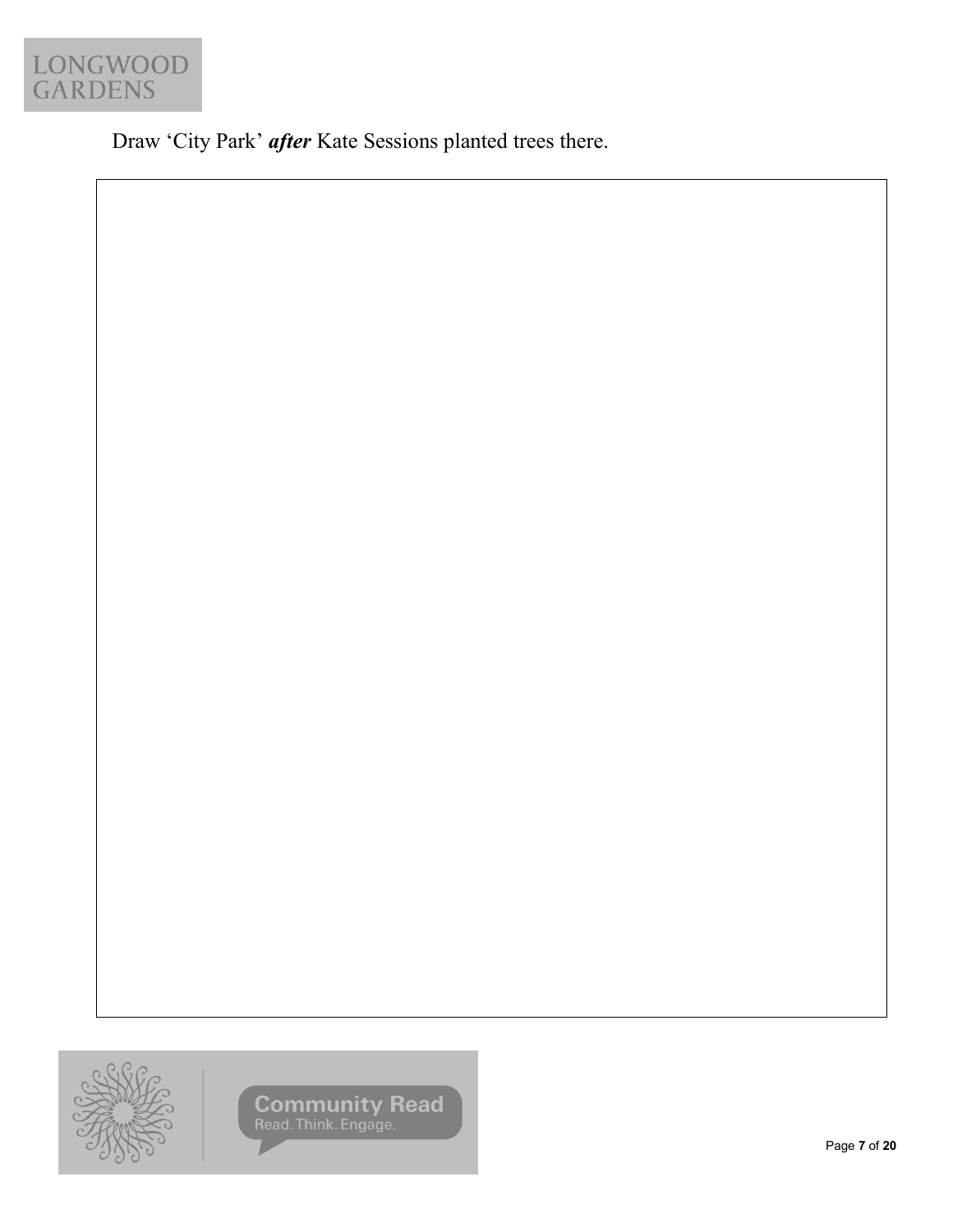Draw ‘City Park’ ***after*** Kate Sessions planted trees there.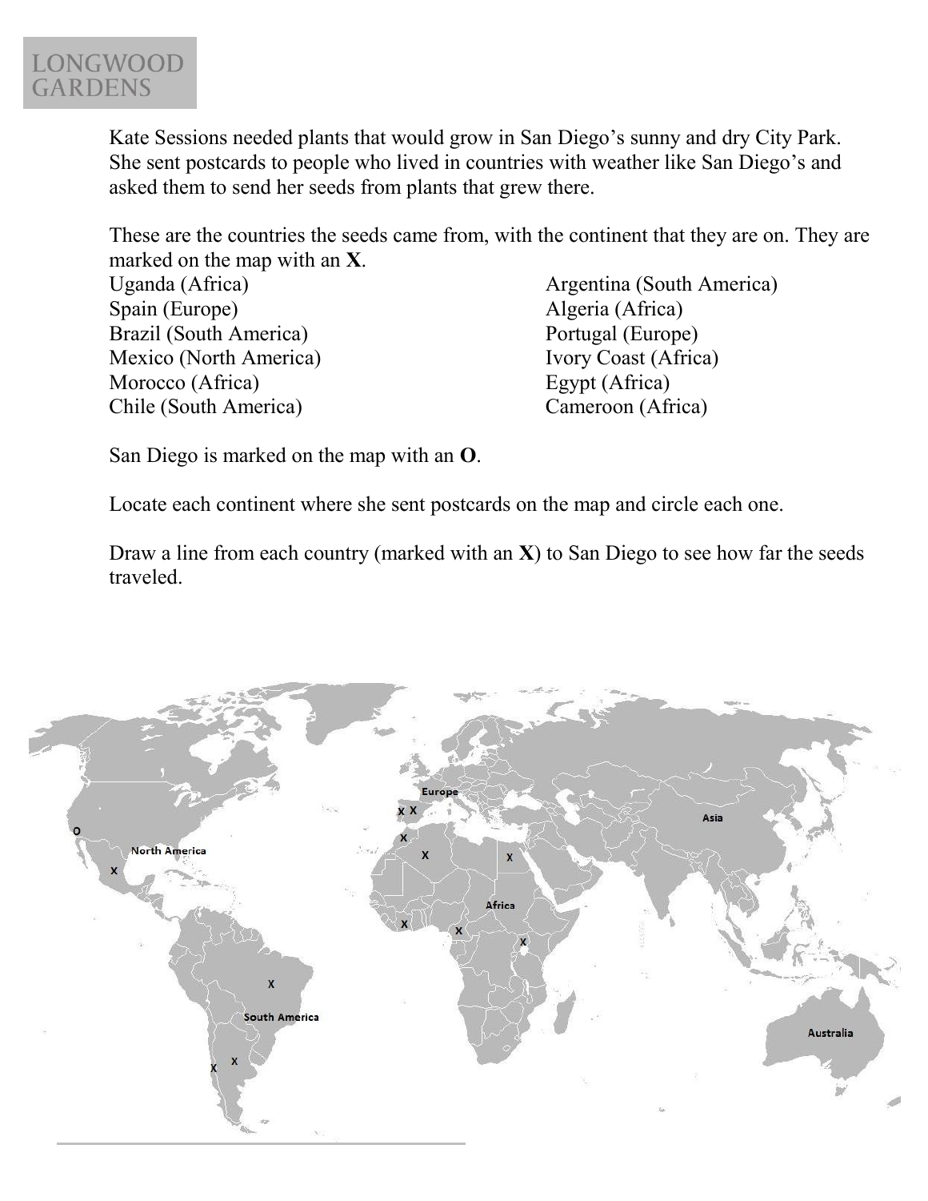Kate Sessions needed plants that would grow in San Diego's sunny and dry City Park. She sent postcards to people who lived in countries with weather like San Diego's and asked them to send her seeds from plants that grew there.

These are the countries the seeds came from, with the continent that they are on. They are marked on the map with an **X**.

Uganda (Africa)
Spain (Europe)
Brazil (South America)
Mexico (North America)
Morocco (Africa)
Chile (South America)
Argentina (South America)
Algeria (Africa)
Portugal (Europe)
Ivory Coast (Africa)
Egypt (Africa)
Cameroon (Africa)

San Diego is marked on the map with an **O**.

Locate each continent where she sent postcards on the map and circle each one.

Draw a line from each country (marked with an **X**) to San Diego to see how far the seeds traveled.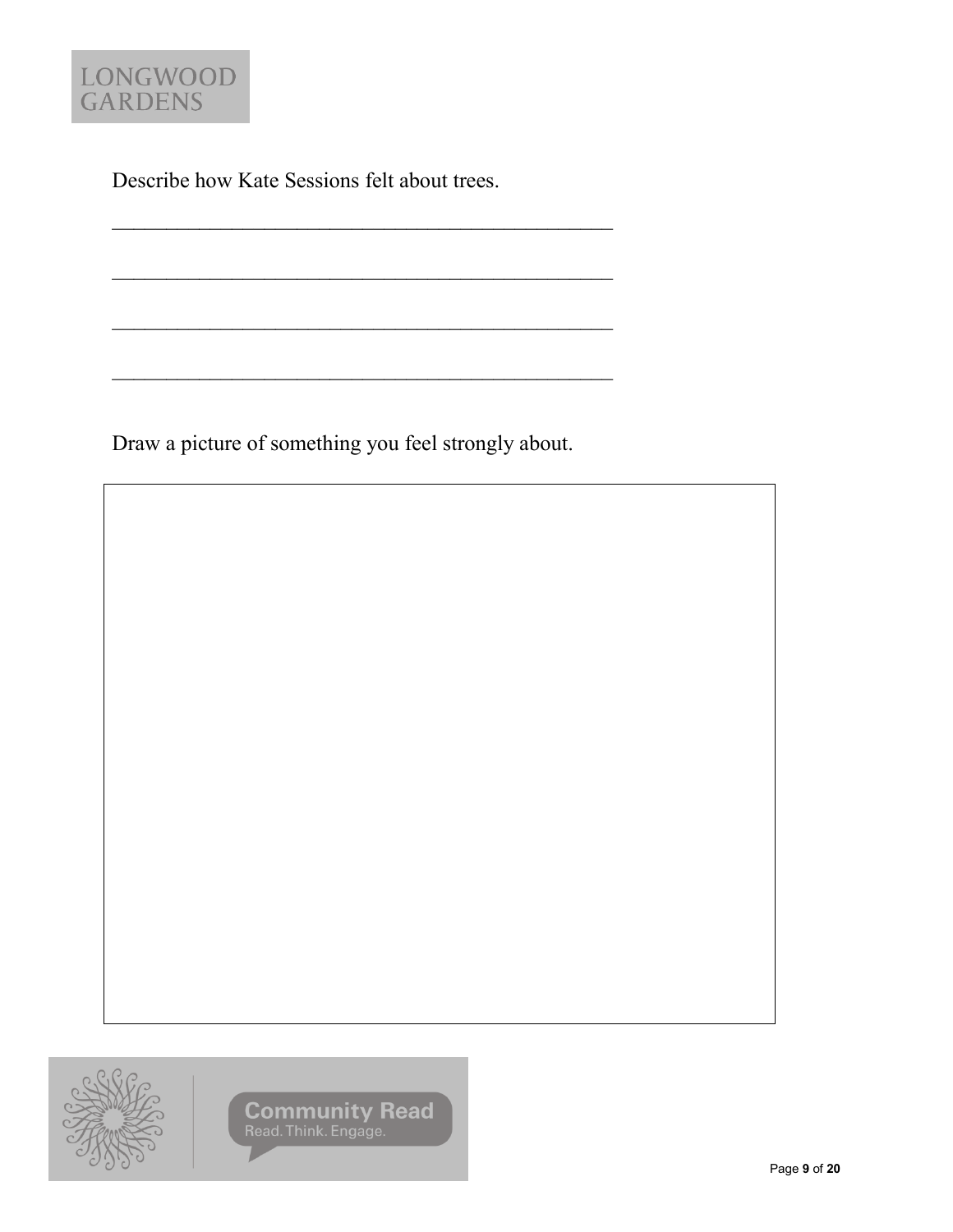Describe how Kate Sessions felt about trees.

_______________________________________________

_______________________________________________

_______________________________________________

_______________________________________________

Draw a picture of something you feel strongly about.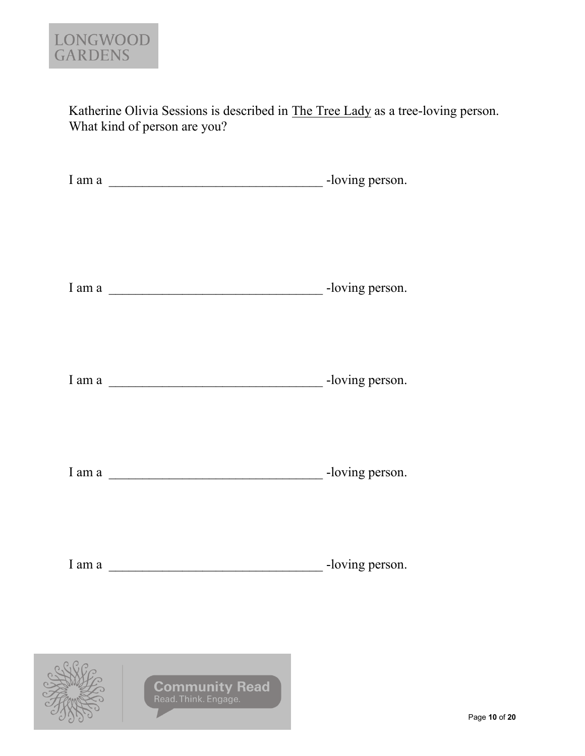Katherine Olivia Sessions is described in The Tree Lady as a tree-loving person. What kind of person are you?

I am a ________________________________ -loving person.

I am a ________________________________ -loving person.

I am a ________________________________ -loving person.

I am a ________________________________ -loving person.

I am a ________________________________ -loving person.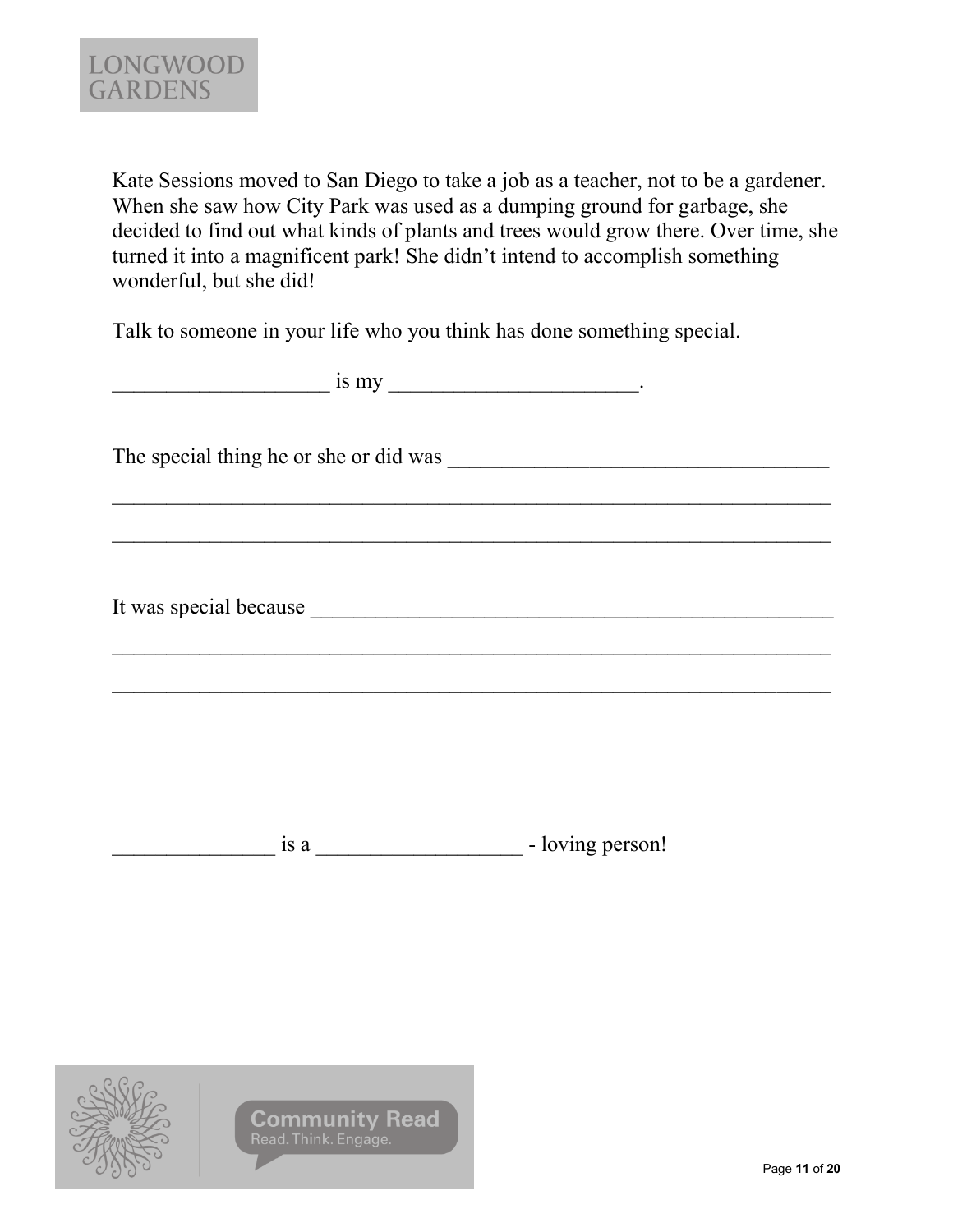Kate Sessions moved to San Diego to take a job as a teacher, not to be a gardener. When she saw how City Park was used as a dumping ground for garbage, she decided to find out what kinds of plants and trees would grow there. Over time, she turned it into a magnificent park! She didn't intend to accomplish something wonderful, but she did!

Talk to someone in your life who you think has done something special.

____________________ is my _______________________.

The special thing he or she or did was ___________________________________

_________________________________________________________________

_________________________________________________________________

It was special because _________________________________________________

_________________________________________________________________

_________________________________________________________________

_______________ is a ___________________ - loving person!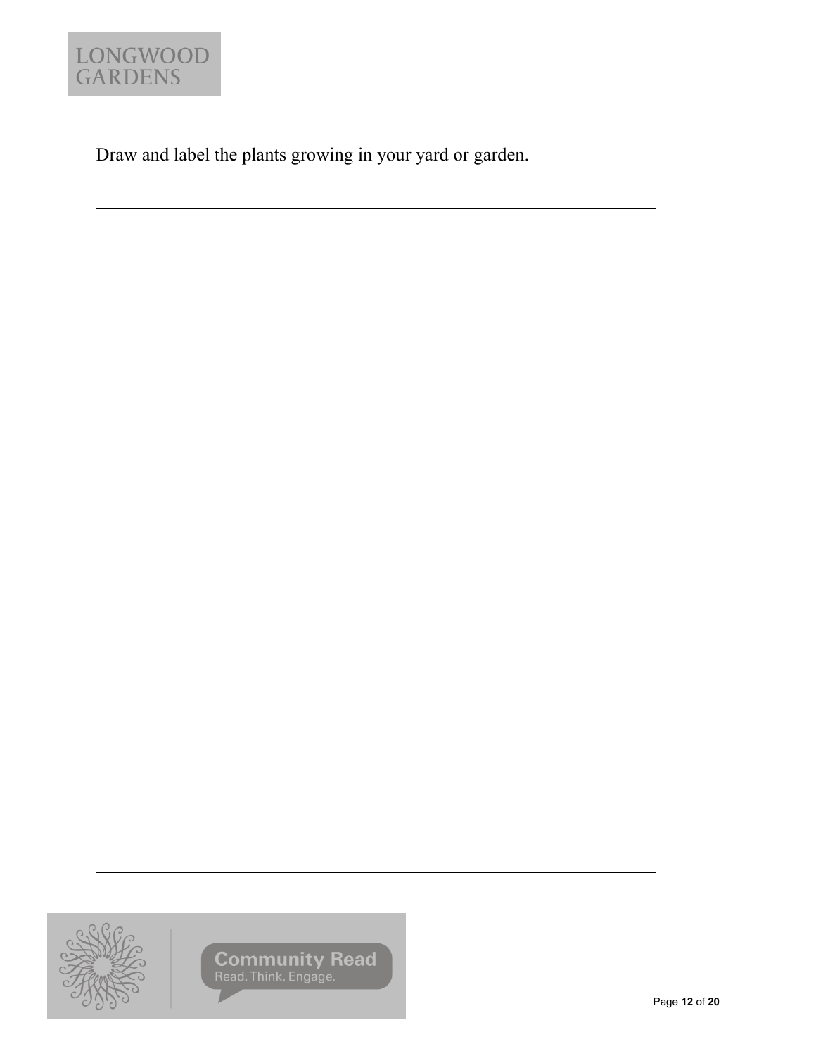Draw and label the plants growing in your yard or garden.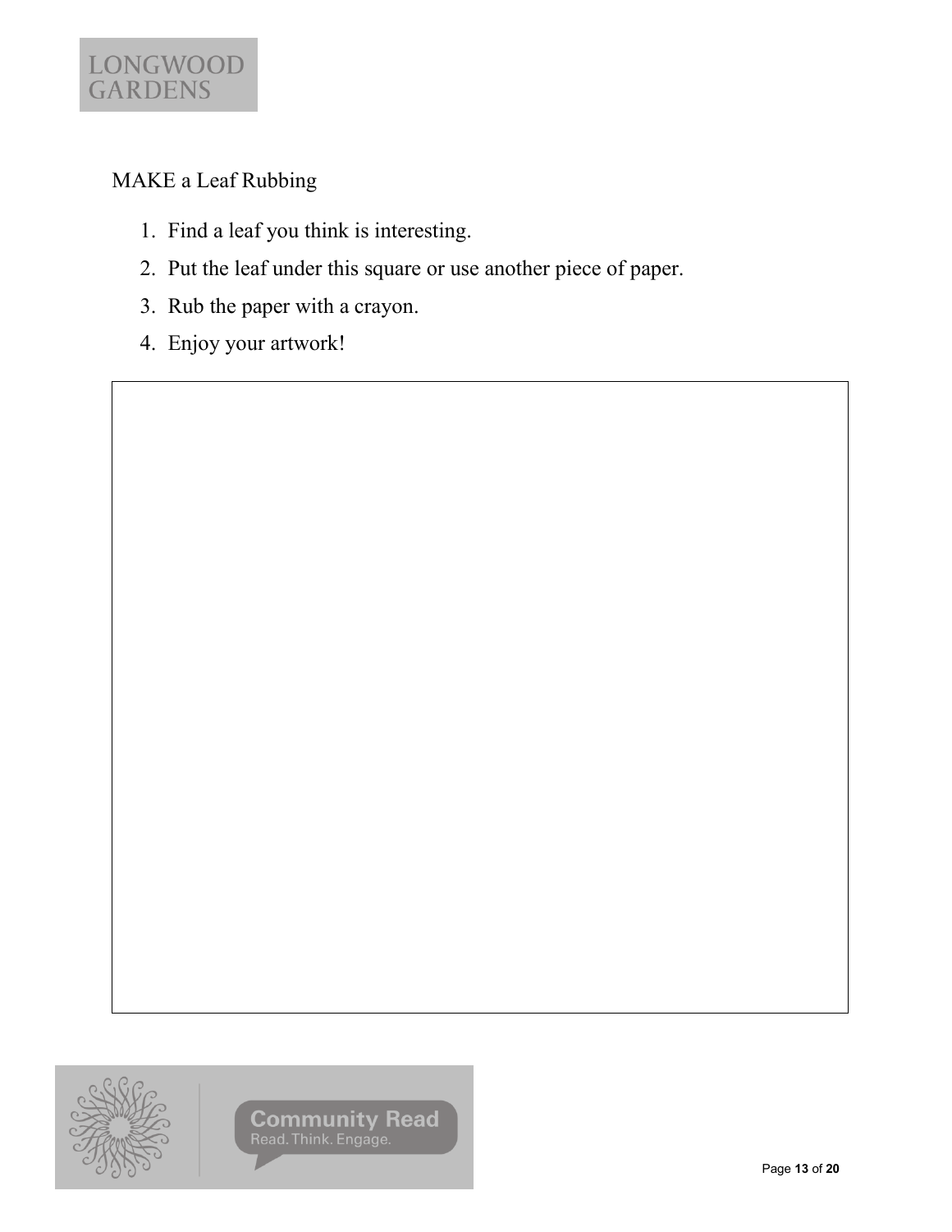## MAKE a Leaf Rubbing

1. Find a leaf you think is interesting.
2. Put the leaf under this square or use another piece of paper.
3. Rub the paper with a crayon.
4. Enjoy your artwork!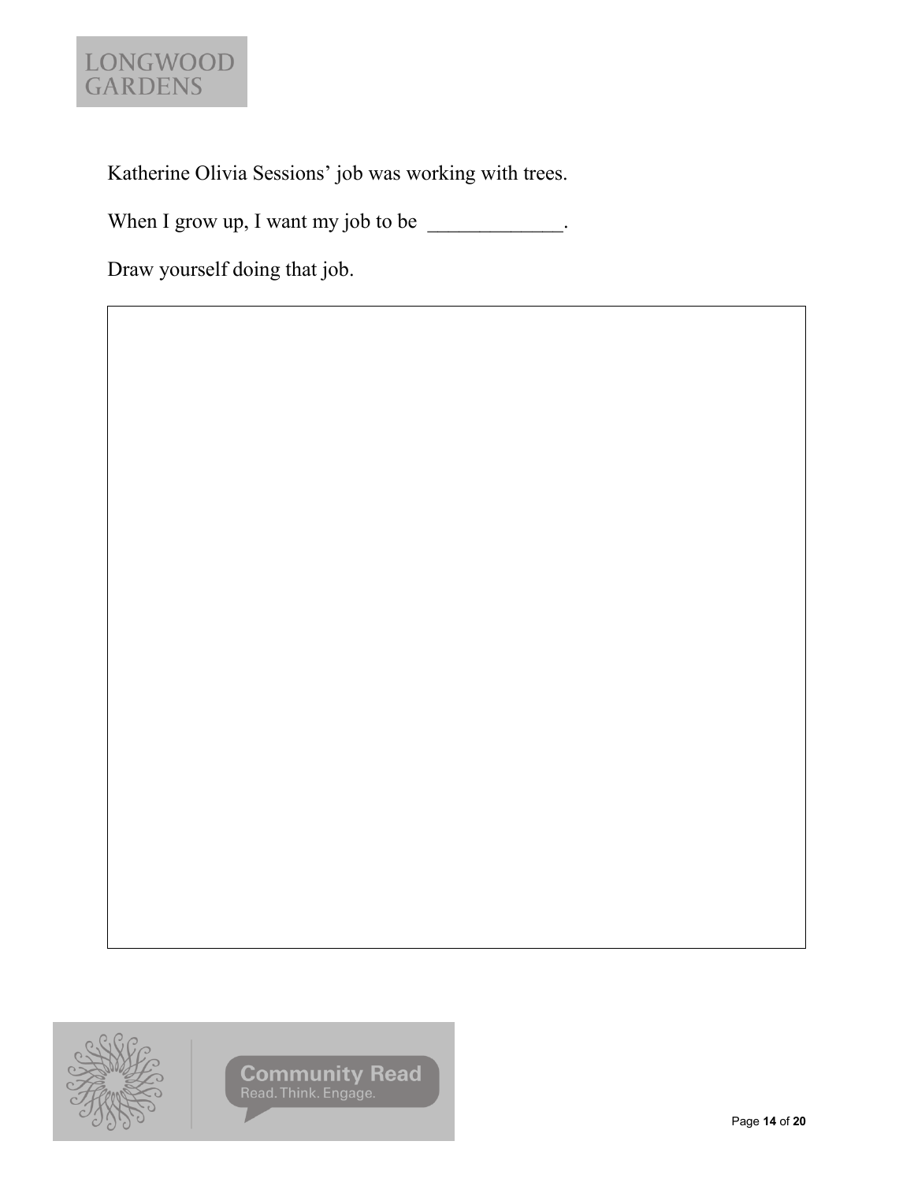Katherine Olivia Sessions' job was working with trees.

When I grow up, I want my job to be _____________.

Draw yourself doing that job.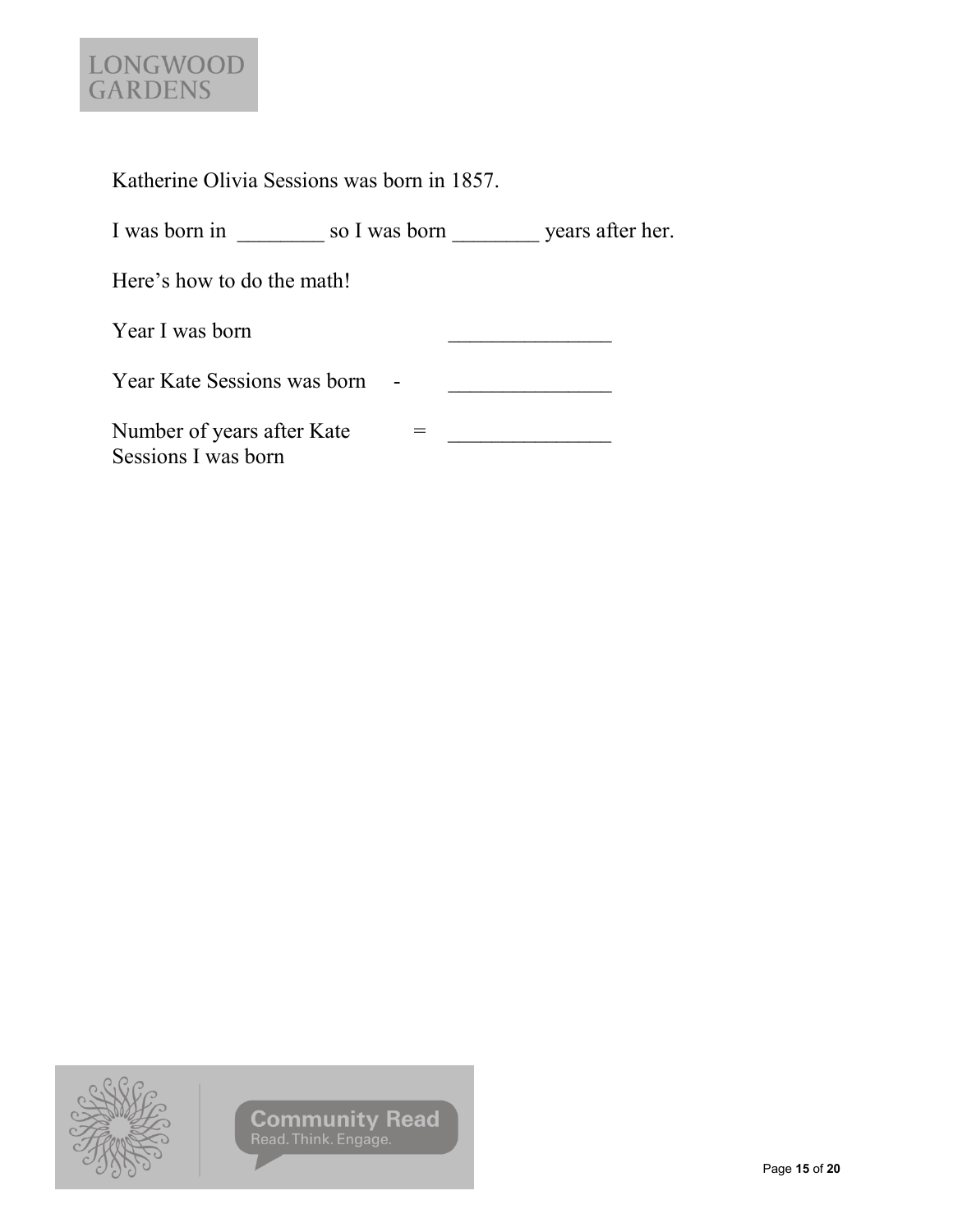Katherine Olivia Sessions was born in 1857.

I was born in ________ so I was born ________ years after her.

Here's how to do the math!

| | | |
|---|---|---|
| Year I was born | | _______________ |
| Year Kate Sessions was born | - | _______________ |
| Number of years after Kate Sessions I was born | = | _______________ |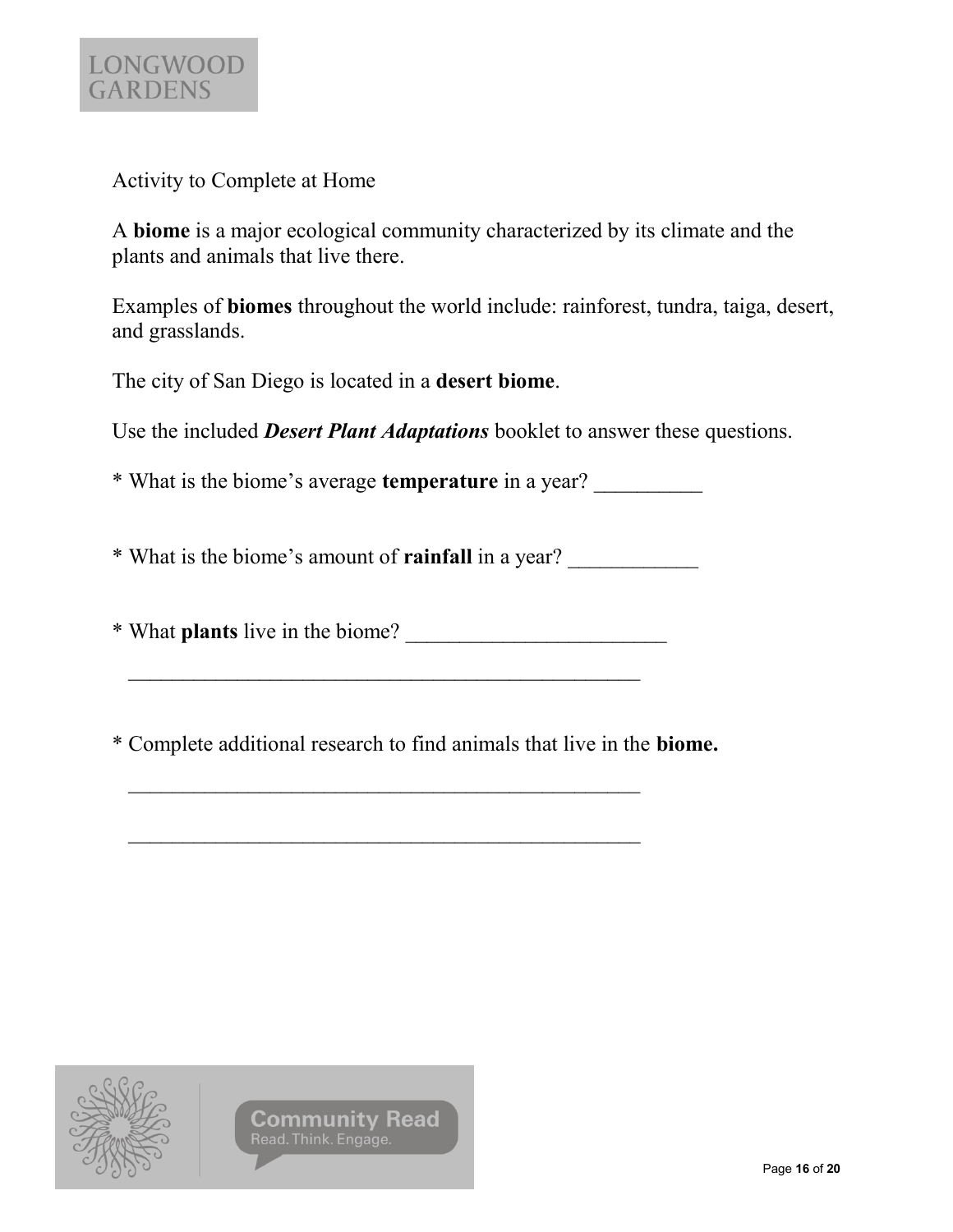Activity to Complete at Home

A **biome** is a major ecological community characterized by its climate and the plants and animals that live there.

Examples of **biomes** throughout the world include: rainforest, tundra, taiga, desert, and grasslands.

The city of San Diego is located in a **desert biome**.

Use the included ***Desert Plant Adaptations*** booklet to answer these questions.

* What is the biome's average **temperature** in a year? __________

* What is the biome's amount of **rainfall** in a year? ____________

* What **plants** live in the biome? ________________________

__________________________________________________

* Complete additional research to find animals that live in the **biome.**

__________________________________________________

__________________________________________________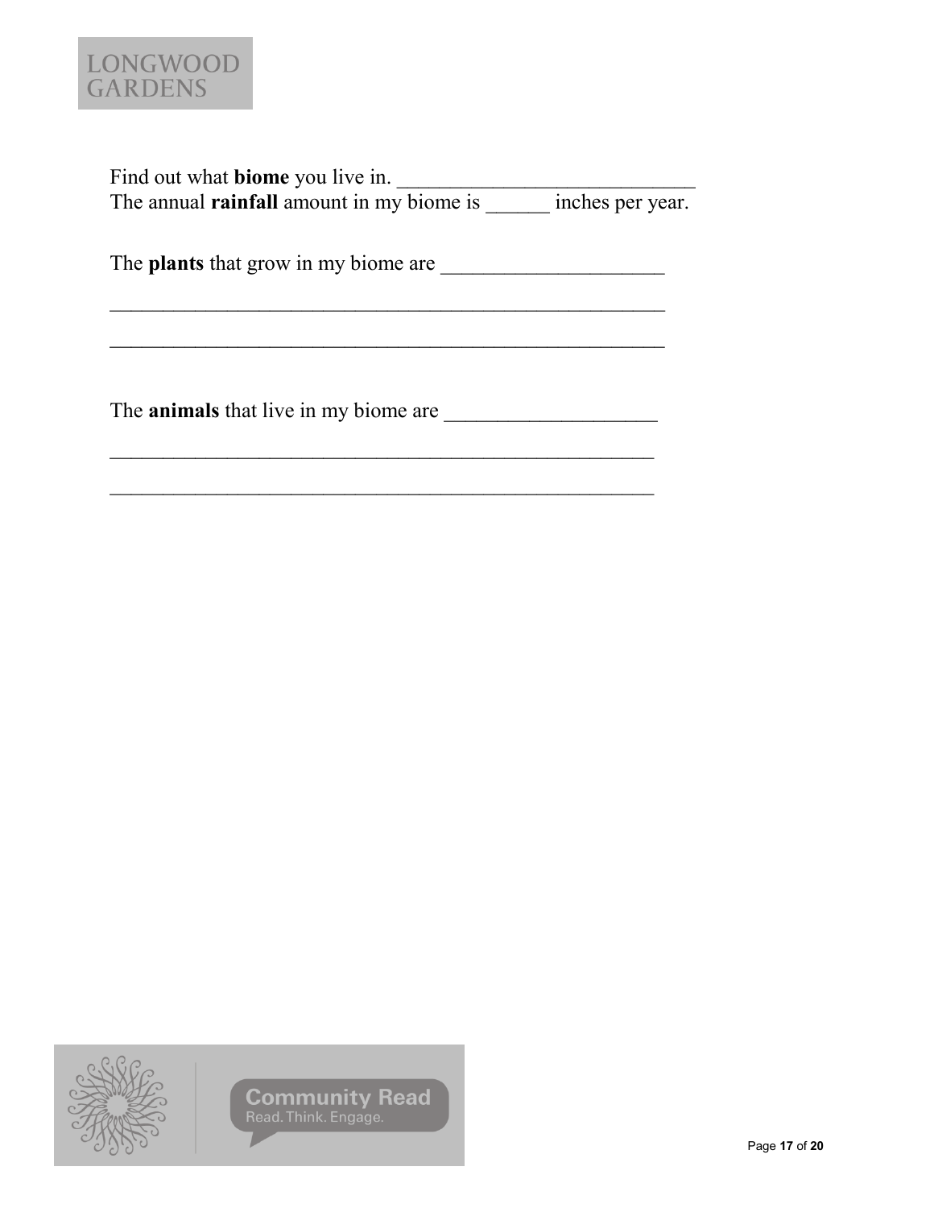Find out what **biome** you live in. ___________________________

The annual **rainfall** amount in my biome is ______ inches per year.

The **plants** that grow in my biome are ____________________

_____________________________________________________

_____________________________________________________

The **animals** that live in my biome are ___________________

_____________________________________________________

_____________________________________________________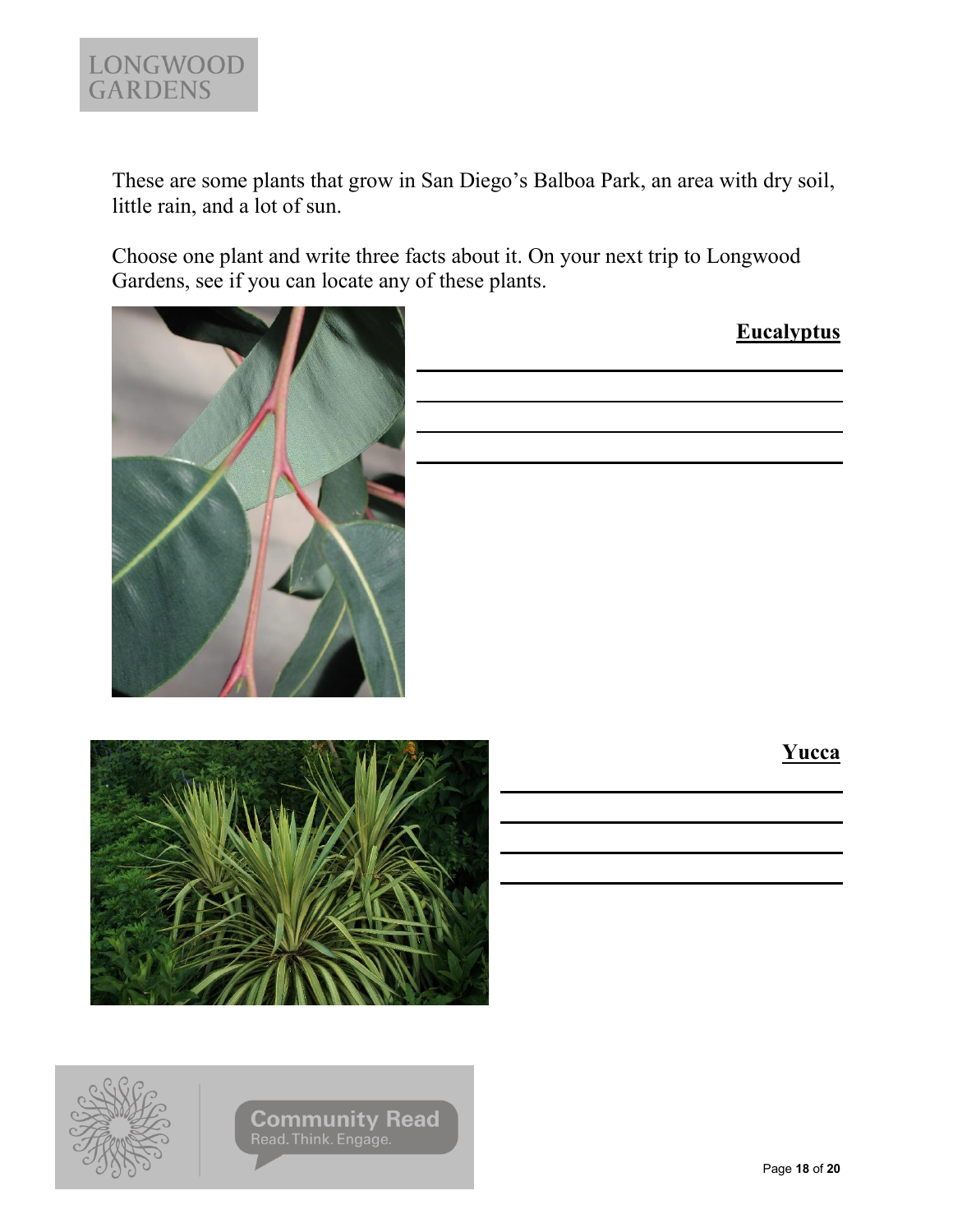These are some plants that grow in San Diego's Balboa Park, an area with dry soil, little rain, and a lot of sun.

Choose one plant and write three facts about it. On your next trip to Longwood Gardens, see if you can locate any of these plants.

**Eucalyptus**

\_\_\_\_\_\_\_\_\_\_\_\_\_\_\_\_\_\_\_\_\_\_\_\_\_\_\_\_\_\_\_\_\_\_\_\_\_\_\_\_\_\_\_\_

\_\_\_\_\_\_\_\_\_\_\_\_\_\_\_\_\_\_\_\_\_\_\_\_\_\_\_\_\_\_\_\_\_\_\_\_\_\_\_\_\_\_\_\_

\_\_\_\_\_\_\_\_\_\_\_\_\_\_\_\_\_\_\_\_\_\_\_\_\_\_\_\_\_\_\_\_\_\_\_\_\_\_\_\_\_\_\_\_

\_\_\_\_\_\_\_\_\_\_\_\_\_\_\_\_\_\_\_\_\_\_\_\_\_\_\_\_\_\_\_\_\_\_\_\_\_\_\_\_\_\_\_\_

**Yucca**

\_\_\_\_\_\_\_\_\_\_\_\_\_\_\_\_\_\_\_\_\_\_\_\_\_\_\_\_\_\_\_\_\_\_\_\_\_\_\_\_\_\_\_\_

\_\_\_\_\_\_\_\_\_\_\_\_\_\_\_\_\_\_\_\_\_\_\_\_\_\_\_\_\_\_\_\_\_\_\_\_\_\_\_\_\_\_\_\_

\_\_\_\_\_\_\_\_\_\_\_\_\_\_\_\_\_\_\_\_\_\_\_\_\_\_\_\_\_\_\_\_\_\_\_\_\_\_\_\_\_\_\_\_

\_\_\_\_\_\_\_\_\_\_\_\_\_\_\_\_\_\_\_\_\_\_\_\_\_\_\_\_\_\_\_\_\_\_\_\_\_\_\_\_\_\_\_\_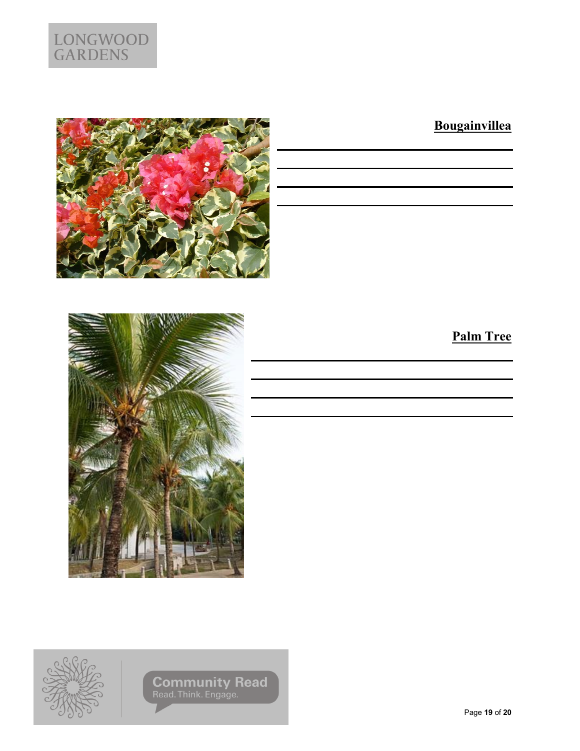**Bougainvillea**

______________________________

______________________________

______________________________

______________________________

**Palm Tree**

______________________________

______________________________

______________________________

______________________________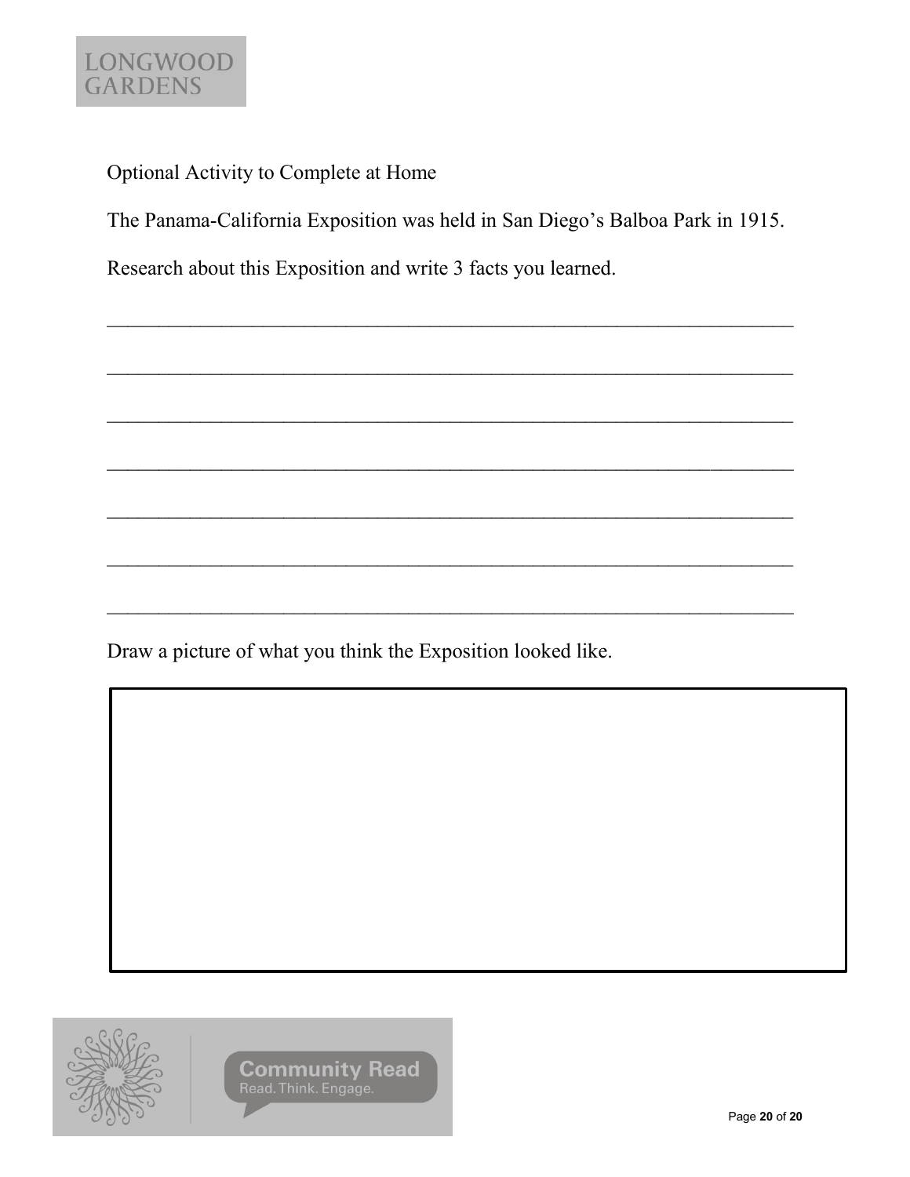Optional Activity to Complete at Home

The Panama-California Exposition was held in San Diego's Balboa Park in 1915.

Research about this Exposition and write 3 facts you learned.

\_\_\_\_\_\_\_\_\_\_\_\_\_\_\_\_\_\_\_\_\_\_\_\_\_\_\_\_\_\_\_\_\_\_\_\_\_\_\_\_\_\_\_\_\_\_\_\_\_\_\_\_\_\_\_\_\_\_\_\_\_\_\_\_\_\_\_\_

\_\_\_\_\_\_\_\_\_\_\_\_\_\_\_\_\_\_\_\_\_\_\_\_\_\_\_\_\_\_\_\_\_\_\_\_\_\_\_\_\_\_\_\_\_\_\_\_\_\_\_\_\_\_\_\_\_\_\_\_\_\_\_\_\_\_\_\_

\_\_\_\_\_\_\_\_\_\_\_\_\_\_\_\_\_\_\_\_\_\_\_\_\_\_\_\_\_\_\_\_\_\_\_\_\_\_\_\_\_\_\_\_\_\_\_\_\_\_\_\_\_\_\_\_\_\_\_\_\_\_\_\_\_\_\_\_

\_\_\_\_\_\_\_\_\_\_\_\_\_\_\_\_\_\_\_\_\_\_\_\_\_\_\_\_\_\_\_\_\_\_\_\_\_\_\_\_\_\_\_\_\_\_\_\_\_\_\_\_\_\_\_\_\_\_\_\_\_\_\_\_\_\_\_\_

\_\_\_\_\_\_\_\_\_\_\_\_\_\_\_\_\_\_\_\_\_\_\_\_\_\_\_\_\_\_\_\_\_\_\_\_\_\_\_\_\_\_\_\_\_\_\_\_\_\_\_\_\_\_\_\_\_\_\_\_\_\_\_\_\_\_\_\_

\_\_\_\_\_\_\_\_\_\_\_\_\_\_\_\_\_\_\_\_\_\_\_\_\_\_\_\_\_\_\_\_\_\_\_\_\_\_\_\_\_\_\_\_\_\_\_\_\_\_\_\_\_\_\_\_\_\_\_\_\_\_\_\_\_\_\_\_

\_\_\_\_\_\_\_\_\_\_\_\_\_\_\_\_\_\_\_\_\_\_\_\_\_\_\_\_\_\_\_\_\_\_\_\_\_\_\_\_\_\_\_\_\_\_\_\_\_\_\_\_\_\_\_\_\_\_\_\_\_\_\_\_\_\_\_\_

Draw a picture of what you think the Exposition looked like.